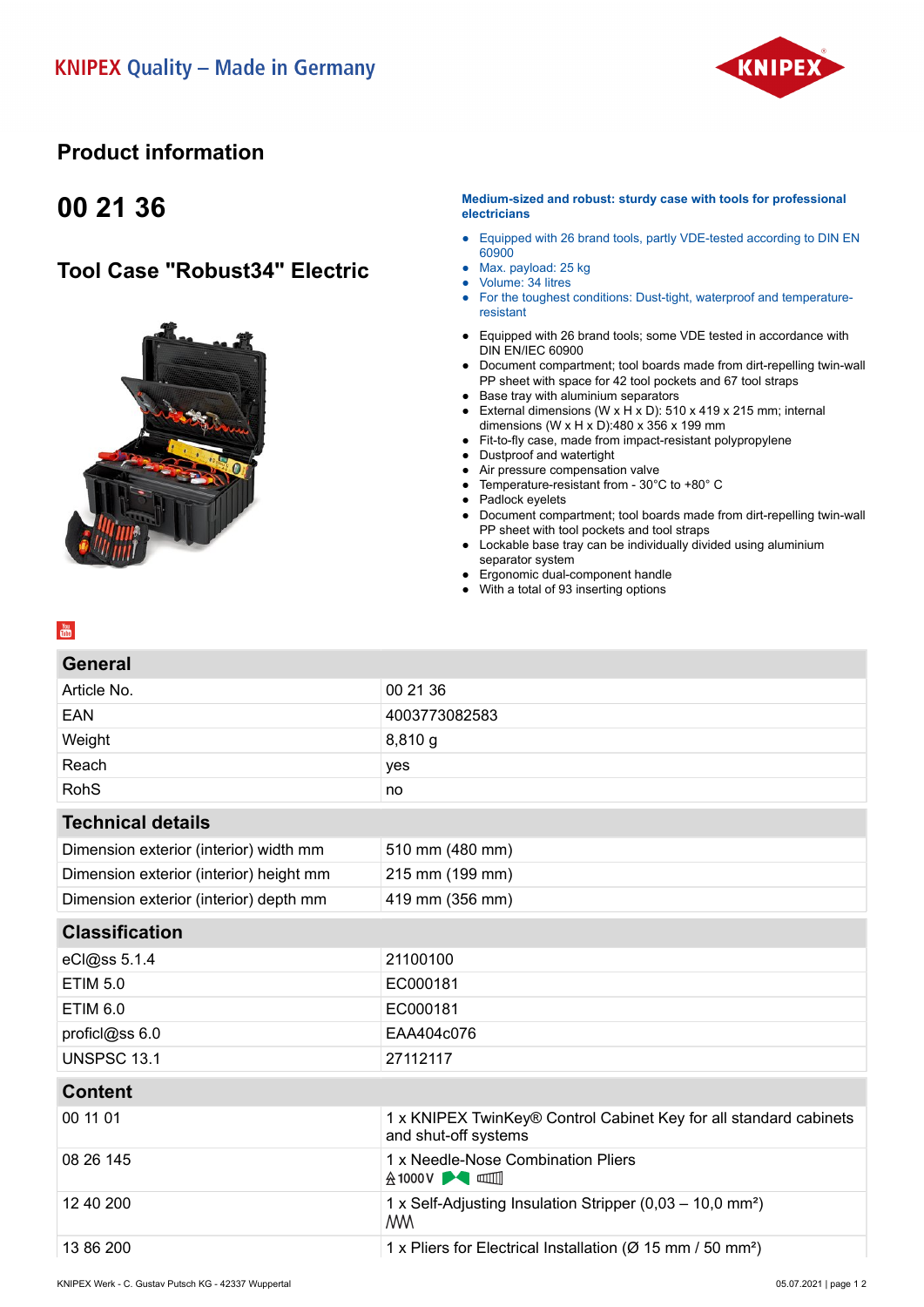KNIPEX Quality – Made in Germany

# Product information

## 00 21 36

## Tool Case "Robust34" Electric

**Medium-sized and robust: sturdy case with tools for professional electricians**

- Equipped with 26 brand tools, partly VDE-tested according to DIN EN 60900
- Max. payload: 25 kg
- Volume: 34 litres
- For the toughest conditions: Dust-tight, waterproof and temperature-resistant

- Equipped with 26 brand tools; some VDE tested in accordance with DIN EN/IEC 60900
- Document compartment; tool boards made from dirt-repelling twin-wall PP sheet with space for 42 tool pockets and 67 tool straps
- Base tray with aluminium separators
- External dimensions (W x H x D): 510 x 419 x 215 mm; internal dimensions (W x H x D):480 x 356 x 199 mm
- Fit-to-fly case, made from impact-resistant polypropylene
- Dustproof and watertight
- Air pressure compensation valve
- Temperature-resistant from - 30°C to +80° C
- Padlock eyelets
- Document compartment; tool boards made from dirt-repelling twin-wall PP sheet with tool pockets and tool straps
- Lockable base tray can be individually divided using aluminium separator system
- Ergonomic dual-component handle
- With a total of 93 inserting options

| General | |
|---|---|
| Article No. | 00 21 36 |
| EAN | 4003773082583 |
| Weight | 8,810 g |
| Reach | yes |
| RohS | no |

| Technical details | |
|---|---|
| Dimension exterior (interior) width mm | 510 mm (480 mm) |
| Dimension exterior (interior) height mm | 215 mm (199 mm) |
| Dimension exterior (interior) depth mm | 419 mm (356 mm) |

| Classification | |
|---|---|
| eCl@ss 5.1.4 | 21100100 |
| ETIM 5.0 | EC000181 |
| ETIM 6.0 | EC000181 |
| proficl@ss 6.0 | EAA404c076 |
| UNSPSC 13.1 | 27112117 |

| Content | |
|---|---|
| 00 11 01 | 1 x KNIPEX TwinKey® Control Cabinet Key for all standard cabinets and shut-off systems |
| 08 26 145 | 1 x Needle-Nose Combination Pliers 1000V |
| 12 40 200 | 1 x Self-Adjusting Insulation Stripper (0,03 – 10,0 mm²) |
| 13 86 200 | 1 x Pliers for Electrical Installation (Ø 15 mm / 50 mm²) |

KNIPEX Werk - C. Gustav Putsch KG - 42337 Wuppertal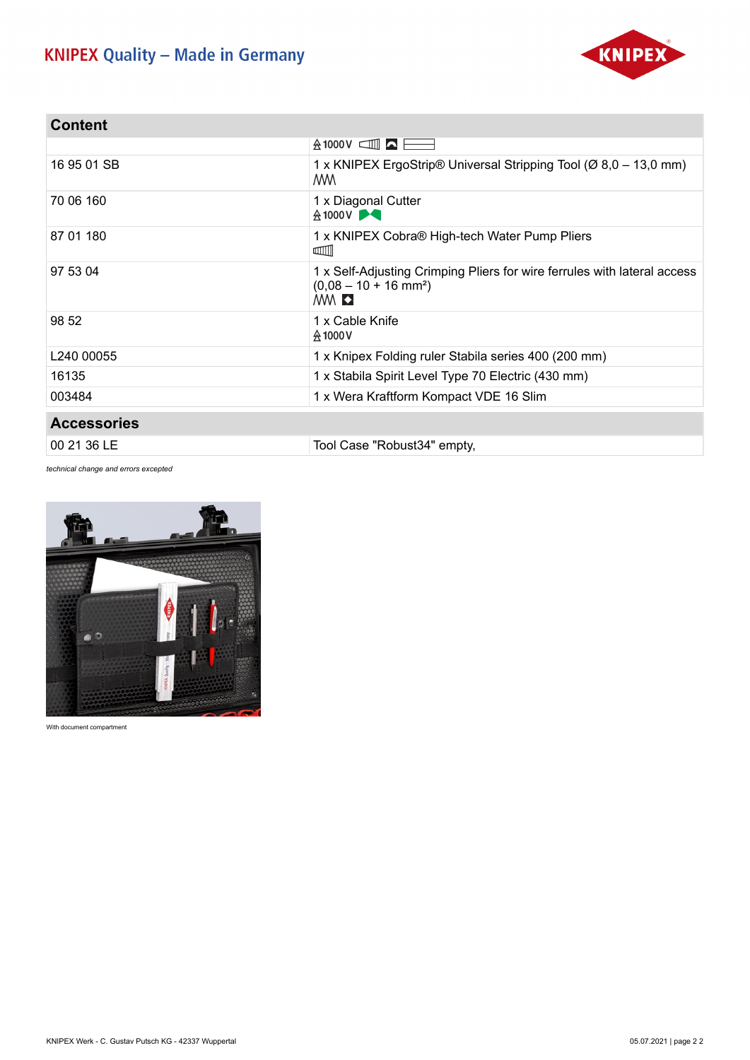## Content

| | |
|---|---|
| | 1000 V |
| 16 95 01 SB | 1 x KNIPEX ErgoStrip® Universal Stripping Tool (Ø 8,0 – 13,0 mm) |
| 70 06 160 | 1 x Diagonal Cutter<br>1000 V |
| 87 01 180 | 1 x KNIPEX Cobra® High-tech Water Pump Pliers |
| 97 53 04 | 1 x Self-Adjusting Crimping Pliers for wire ferrules with lateral access (0,08 – 10 + 16 mm²) |
| 98 52 | 1 x Cable Knife<br>1000 V |
| L240 00055 | 1 x Knipex Folding ruler Stabila series 400 (200 mm) |
| 16135 | 1 x Stabila Spirit Level Type 70 Electric (430 mm) |
| 003484 | 1 x Wera Kraftform Kompakt VDE 16 Slim |

## Accessories

| | |
|---|---|
| 00 21 36 LE | Tool Case "Robust34" empty, |

*technical change and errors excepted*

With document compartment

KNIPEX Werk - C. Gustav Putsch KG - 42337 Wuppertal

05.07.2021